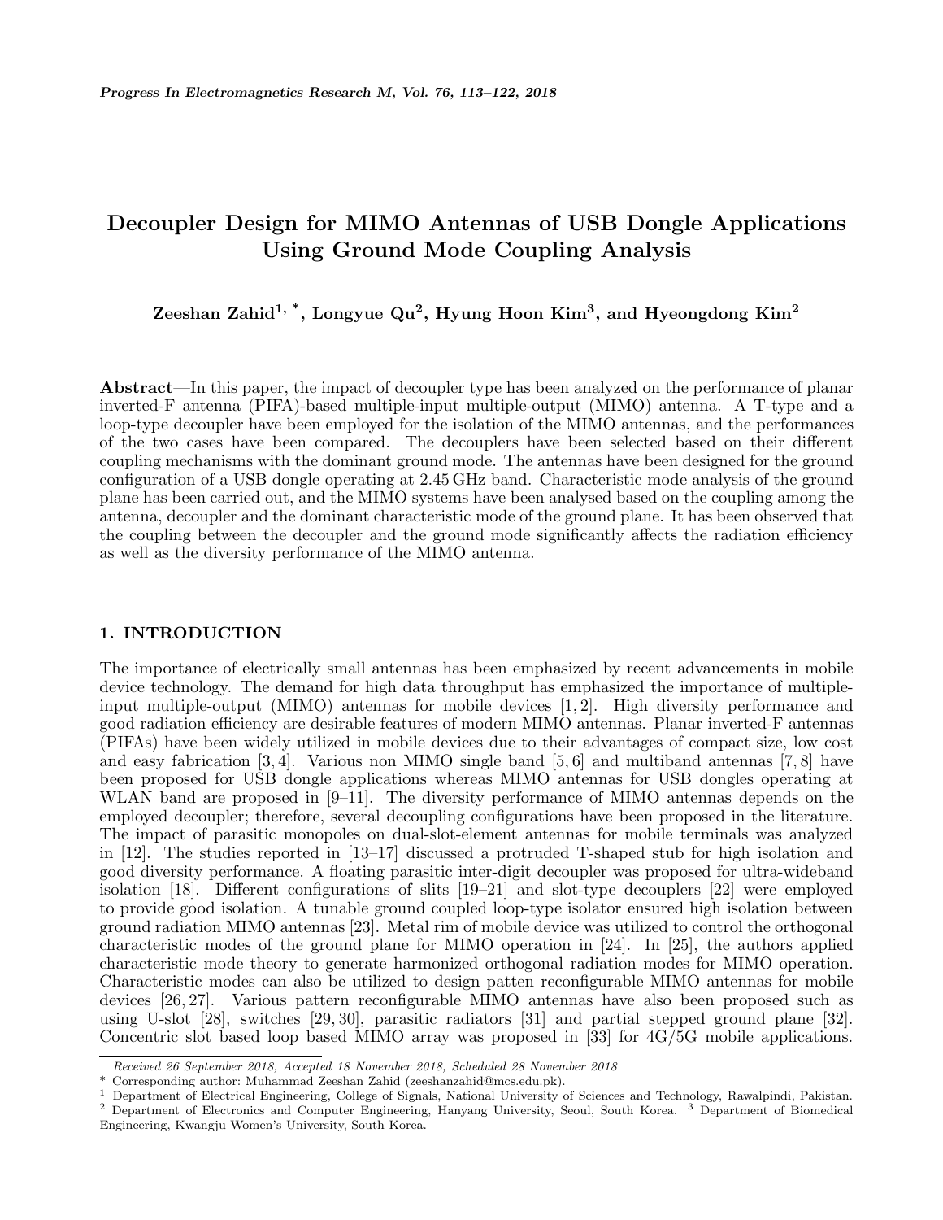# Decoupler Design for MIMO Antennas of USB Dongle Applications Using Ground Mode Coupling Analysis

**Zeeshan Zahid[1, *], Longyue Qu[2], Hyung Hoon Kim[3], and Hyeongdong Kim[2]**

**Abstract**—In this paper, the impact of decoupler type has been analyzed on the performance of planar inverted-F antenna (PIFA)-based multiple-input multiple-output (MIMO) antenna. A T-type and a loop-type decoupler have been employed for the isolation of the MIMO antennas, and the performances of the two cases have been compared. The decouplers have been selected based on their different coupling mechanisms with the dominant ground mode. The antennas have been designed for the ground configuration of a USB dongle operating at 2.45 GHz band. Characteristic mode analysis of the ground plane has been carried out, and the MIMO systems have been analysed based on the coupling among the antenna, decoupler and the dominant characteristic mode of the ground plane. It has been observed that the coupling between the decoupler and the ground mode significantly affects the radiation efficiency as well as the diversity performance of the MIMO antenna.

## 1. INTRODUCTION

The importance of electrically small antennas has been emphasized by recent advancements in mobile device technology. The demand for high data throughput has emphasized the importance of multiple-input multiple-output (MIMO) antennas for mobile devices [1, 2]. High diversity performance and good radiation efficiency are desirable features of modern MIMO antennas. Planar inverted-F antennas (PIFAs) have been widely utilized in mobile devices due to their advantages of compact size, low cost and easy fabrication [3, 4]. Various non MIMO single band [5, 6] and multiband antennas [7, 8] have been proposed for USB dongle applications whereas MIMO antennas for USB dongles operating at WLAN band are proposed in [9–11]. The diversity performance of MIMO antennas depends on the employed decoupler; therefore, several decoupling configurations have been proposed in the literature. The impact of parasitic monopoles on dual-slot-element antennas for mobile terminals was analyzed in [12]. The studies reported in [13–17] discussed a protruded T-shaped stub for high isolation and good diversity performance. A floating parasitic inter-digit decoupler was proposed for ultra-wideband isolation [18]. Different configurations of slits [19–21] and slot-type decouplers [22] were employed to provide good isolation. A tunable ground coupled loop-type isolator ensured high isolation between ground radiation MIMO antennas [23]. Metal rim of mobile device was utilized to control the orthogonal characteristic modes of the ground plane for MIMO operation in [24]. In [25], the authors applied characteristic mode theory to generate harmonized orthogonal radiation modes for MIMO operation. Characteristic modes can also be utilized to design patten reconfigurable MIMO antennas for mobile devices [26, 27]. Various pattern reconfigurable MIMO antennas have also been proposed such as using U-slot [28], switches [29, 30], parasitic radiators [31] and partial stepped ground plane [32]. Concentric slot based loop based MIMO array was proposed in [33] for 4G/5G mobile applications.

---

*Received 26 September 2018, Accepted 18 November 2018, Scheduled 28 November 2018*

\* Corresponding author: Muhammad Zeeshan Zahid (zeeshanzahid@mcs.edu.pk).

[1] Department of Electrical Engineering, College of Signals, National University of Sciences and Technology, Rawalpindi, Pakistan. [2] Department of Electronics and Computer Engineering, Hanyang University, Seoul, South Korea. [3] Department of Biomedical Engineering, Kwangju Women's University, South Korea.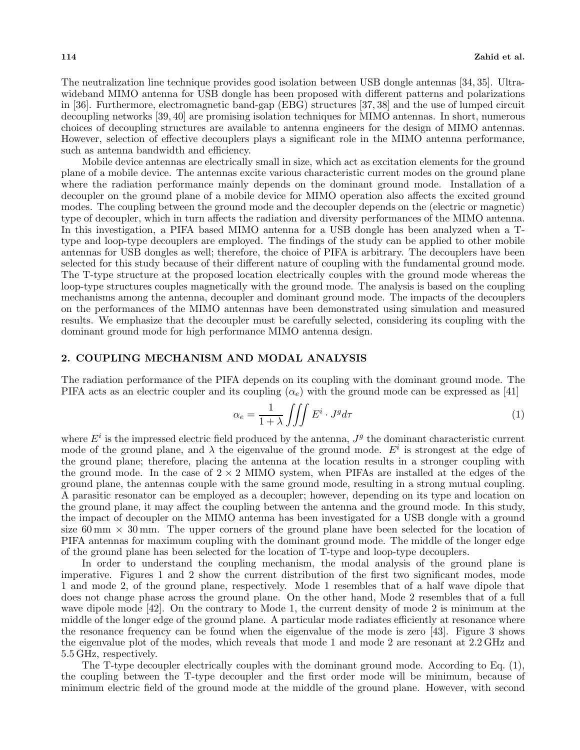The neutralization line technique provides good isolation between USB dongle antennas [34, 35]. Ultra-wideband MIMO antenna for USB dongle has been proposed with different patterns and polarizations in [36]. Furthermore, electromagnetic band-gap (EBG) structures [37, 38] and the use of lumped circuit decoupling networks [39, 40] are promising isolation techniques for MIMO antennas. In short, numerous choices of decoupling structures are available to antenna engineers for the design of MIMO antennas. However, selection of effective decouplers plays a significant role in the MIMO antenna performance, such as antenna bandwidth and efficiency.

Mobile device antennas are electrically small in size, which act as excitation elements for the ground plane of a mobile device. The antennas excite various characteristic current modes on the ground plane where the radiation performance mainly depends on the dominant ground mode. Installation of a decoupler on the ground plane of a mobile device for MIMO operation also affects the excited ground modes. The coupling between the ground mode and the decoupler depends on the (electric or magnetic) type of decoupler, which in turn affects the radiation and diversity performances of the MIMO antenna. In this investigation, a PIFA based MIMO antenna for a USB dongle has been analyzed when a T-type and loop-type decouplers are employed. The findings of the study can be applied to other mobile antennas for USB dongles as well; therefore, the choice of PIFA is arbitrary. The decouplers have been selected for this study because of their different nature of coupling with the fundamental ground mode. The T-type structure at the proposed location electrically couples with the ground mode whereas the loop-type structures couples magnetically with the ground mode. The analysis is based on the coupling mechanisms among the antenna, decoupler and dominant ground mode. The impacts of the decouplers on the performances of the MIMO antennas have been demonstrated using simulation and measured results. We emphasize that the decoupler must be carefully selected, considering its coupling with the dominant ground mode for high performance MIMO antenna design.

## 2. COUPLING MECHANISM AND MODAL ANALYSIS

The radiation performance of the PIFA depends on its coupling with the dominant ground mode. The PIFA acts as an electric coupler and its coupling ($\alpha_e$) with the ground mode can be expressed as [41]

$$\alpha_e = \frac{1}{1+\lambda} \iiint E^i \cdot J^g d\tau \tag{1}$$

where $E^i$ is the impressed electric field produced by the antenna, $J^g$ the dominant characteristic current mode of the ground plane, and $\lambda$ the eigenvalue of the ground mode. $E^i$ is strongest at the edge of the ground plane; therefore, placing the antenna at the location results in a stronger coupling with the ground mode. In the case of $2 \times 2$ MIMO system, when PIFAs are installed at the edges of the ground plane, the antennas couple with the same ground mode, resulting in a strong mutual coupling. A parasitic resonator can be employed as a decoupler; however, depending on its type and location on the ground plane, it may affect the coupling between the antenna and the ground mode. In this study, the impact of decoupler on the MIMO antenna has been investigated for a USB dongle with a ground size 60 mm × 30 mm. The upper corners of the ground plane have been selected for the location of PIFA antennas for maximum coupling with the dominant ground mode. The middle of the longer edge of the ground plane has been selected for the location of T-type and loop-type decouplers.

In order to understand the coupling mechanism, the modal analysis of the ground plane is imperative. Figures 1 and 2 show the current distribution of the first two significant modes, mode 1 and mode 2, of the ground plane, respectively. Mode 1 resembles that of a half wave dipole that does not change phase across the ground plane. On the other hand, Mode 2 resembles that of a full wave dipole mode [42]. On the contrary to Mode 1, the current density of mode 2 is minimum at the middle of the longer edge of the ground plane. A particular mode radiates efficiently at resonance where the resonance frequency can be found when the eigenvalue of the mode is zero [43]. Figure 3 shows the eigenvalue plot of the modes, which reveals that mode 1 and mode 2 are resonant at 2.2 GHz and 5.5 GHz, respectively.

The T-type decoupler electrically couples with the dominant ground mode. According to Eq. (1), the coupling between the T-type decoupler and the first order mode will be minimum, because of minimum electric field of the ground mode at the middle of the ground plane. However, with second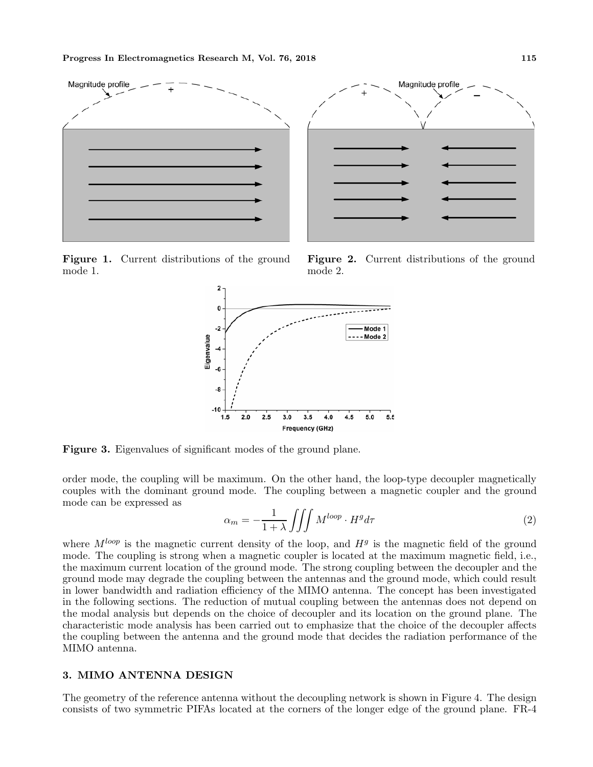Figure 1. Current distributions of the ground mode 1.

Figure 2. Current distributions of the ground mode 2.

Figure 3. Eigenvalues of significant modes of the ground plane.

order mode, the coupling will be maximum. On the other hand, the loop-type decoupler magnetically couples with the dominant ground mode. The coupling between a magnetic coupler and the ground mode can be expressed as

$$\alpha_m = -\frac{1}{1+\lambda}\iiint M^{loop} \cdot H^{g} d\tau \tag{2}$$

where $M^{loop}$ is the magnetic current density of the loop, and $H^{g}$ is the magnetic field of the ground mode. The coupling is strong when a magnetic coupler is located at the maximum magnetic field, i.e., the maximum current location of the ground mode. The strong coupling between the decoupler and the ground mode may degrade the coupling between the antennas and the ground mode, which could result in lower bandwidth and radiation efficiency of the MIMO antenna. The concept has been investigated in the following sections. The reduction of mutual coupling between the antennas does not depend on the modal analysis but depends on the choice of decoupler and its location on the ground plane. The characteristic mode analysis has been carried out to emphasize that the choice of the decoupler affects the coupling between the antenna and the ground mode that decides the radiation performance of the MIMO antenna.

## 3. MIMO ANTENNA DESIGN

The geometry of the reference antenna without the decoupling network is shown in Figure 4. The design consists of two symmetric PIFAs located at the corners of the longer edge of the ground plane. FR-4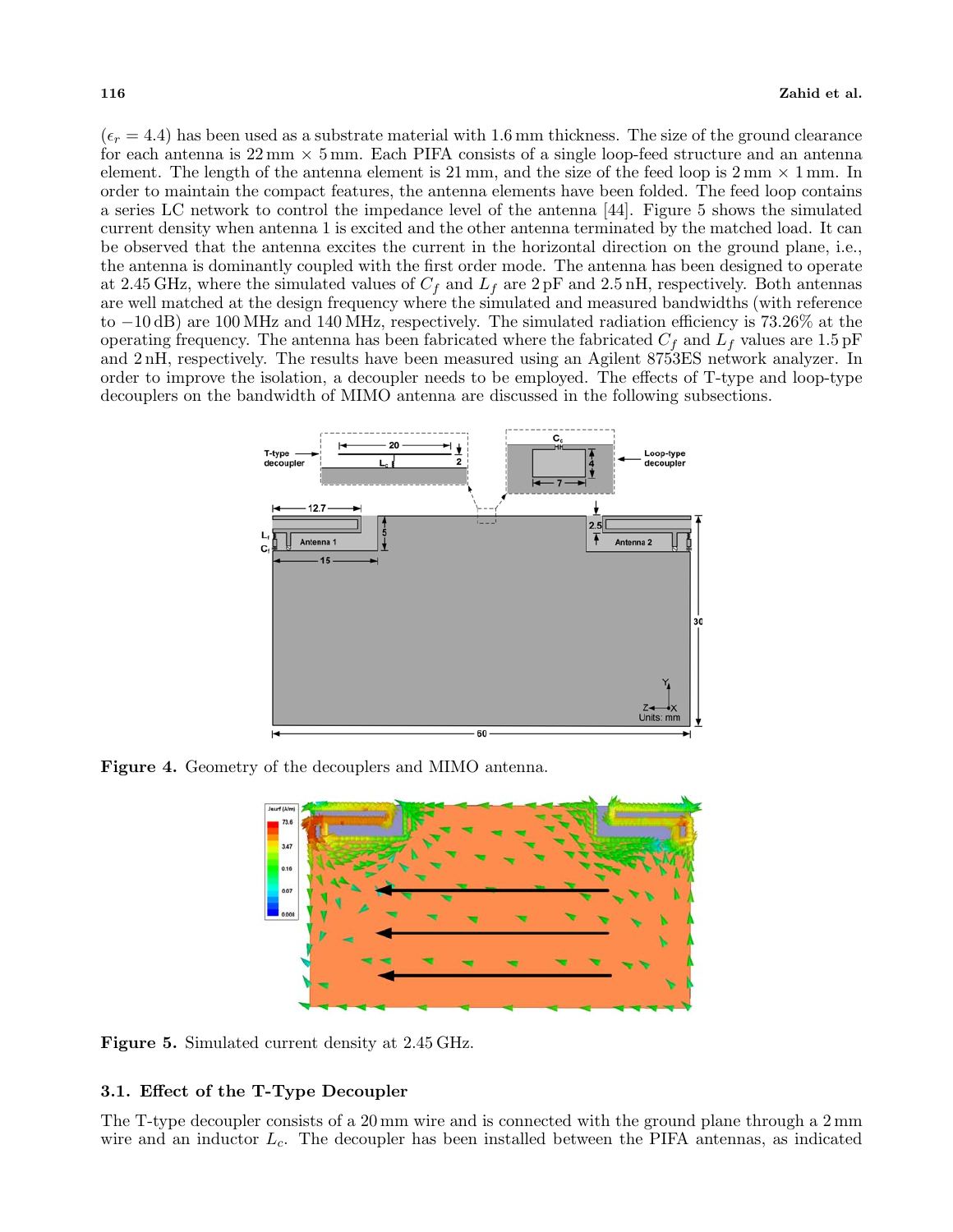($\epsilon_r = 4.4$) has been used as a substrate material with 1.6 mm thickness. The size of the ground clearance for each antenna is 22 mm × 5 mm. Each PIFA consists of a single loop-feed structure and an antenna element. The length of the antenna element is 21 mm, and the size of the feed loop is 2 mm × 1 mm. In order to maintain the compact features, the antenna elements have been folded. The feed loop contains a series LC network to control the impedance level of the antenna [44]. Figure 5 shows the simulated current density when antenna 1 is excited and the other antenna terminated by the matched load. It can be observed that the antenna excites the current in the horizontal direction on the ground plane, i.e., the antenna is dominantly coupled with the first order mode. The antenna has been designed to operate at 2.45 GHz, where the simulated values of $C_f$ and $L_f$ are 2 pF and 2.5 nH, respectively. Both antennas are well matched at the design frequency where the simulated and measured bandwidths (with reference to −10 dB) are 100 MHz and 140 MHz, respectively. The simulated radiation efficiency is 73.26% at the operating frequency. The antenna has been fabricated where the fabricated $C_f$ and $L_f$ values are 1.5 pF and 2 nH, respectively. The results have been measured using an Agilent 8753ES network analyzer. In order to improve the isolation, a decoupler needs to be employed. The effects of T-type and loop-type decouplers on the bandwidth of MIMO antenna are discussed in the following subsections.

**Figure 4.** Geometry of the decouplers and MIMO antenna.

**Figure 5.** Simulated current density at 2.45 GHz.

### 3.1. Effect of the T-Type Decoupler

The T-type decoupler consists of a 20 mm wire and is connected with the ground plane through a 2 mm wire and an inductor $L_c$. The decoupler has been installed between the PIFA antennas, as indicated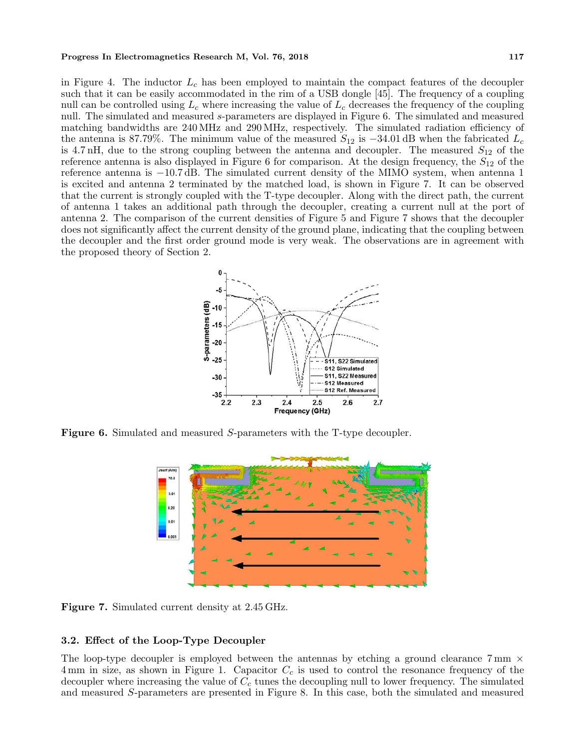in Figure 4. The inductor $L_c$ has been employed to maintain the compact features of the decoupler such that it can be easily accommodated in the rim of a USB dongle [45]. The frequency of a coupling null can be controlled using $L_c$ where increasing the value of $L_c$ decreases the frequency of the coupling null. The simulated and measured $s$-parameters are displayed in Figure 6. The simulated and measured matching bandwidths are 240 MHz and 290 MHz, respectively. The simulated radiation efficiency of the antenna is 87.79%. The minimum value of the measured $S_{12}$ is $-34.01$ dB when the fabricated $L_c$ is 4.7 nH, due to the strong coupling between the antenna and decoupler. The measured $S_{12}$ of the reference antenna is also displayed in Figure 6 for comparison. At the design frequency, the $S_{12}$ of the reference antenna is $-10.7$ dB. The simulated current density of the MIMO system, when antenna 1 is excited and antenna 2 terminated by the matched load, is shown in Figure 7. It can be observed that the current is strongly coupled with the T-type decoupler. Along with the direct path, the current of antenna 1 takes an additional path through the decoupler, creating a current null at the port of antenna 2. The comparison of the current densities of Figure 5 and Figure 7 shows that the decoupler does not significantly affect the current density of the ground plane, indicating that the coupling between the decoupler and the first order ground mode is very weak. The observations are in agreement with the proposed theory of Section 2.

**Figure 6.** Simulated and measured $S$-parameters with the T-type decoupler.

**Figure 7.** Simulated current density at 2.45 GHz.

### 3.2. Effect of the Loop-Type Decoupler

The loop-type decoupler is employed between the antennas by etching a ground clearance 7 mm × 4 mm in size, as shown in Figure 1. Capacitor $C_c$ is used to control the resonance frequency of the decoupler where increasing the value of $C_c$ tunes the decoupling null to lower frequency. The simulated and measured $S$-parameters are presented in Figure 8. In this case, both the simulated and measured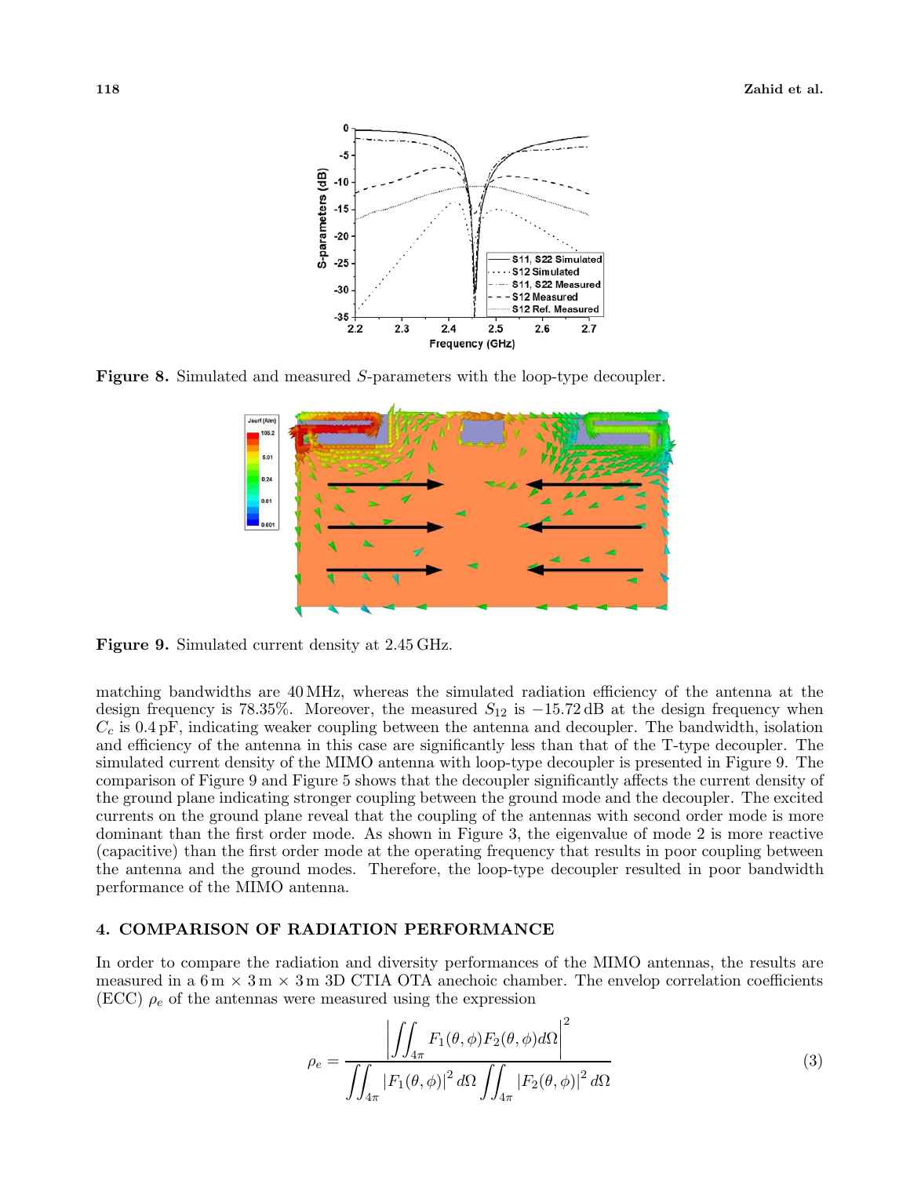Figure 8. Simulated and measured $S$-parameters with the loop-type decoupler.

Figure 9. Simulated current density at 2.45 GHz.

matching bandwidths are 40 MHz, whereas the simulated radiation efficiency of the antenna at the design frequency is 78.35%. Moreover, the measured $S_{12}$ is $-15.72$ dB at the design frequency when $C_c$ is 0.4 pF, indicating weaker coupling between the antenna and decoupler. The bandwidth, isolation and efficiency of the antenna in this case are significantly less than that of the T-type decoupler. The simulated current density of the MIMO antenna with loop-type decoupler is presented in Figure 9. The comparison of Figure 9 and Figure 5 shows that the decoupler significantly affects the current density of the ground plane indicating stronger coupling between the ground mode and the decoupler. The excited currents on the ground plane reveal that the coupling of the antennas with second order mode is more dominant than the first order mode. As shown in Figure 3, the eigenvalue of mode 2 is more reactive (capacitive) than the first order mode at the operating frequency that results in poor coupling between the antenna and the ground modes. Therefore, the loop-type decoupler resulted in poor bandwidth performance of the MIMO antenna.

## 4. COMPARISON OF RADIATION PERFORMANCE

In order to compare the radiation and diversity performances of the MIMO antennas, the results are measured in a 6 m × 3 m × 3 m 3D CTIA OTA anechoic chamber. The envelop correlation coefficients (ECC) $\rho_e$ of the antennas were measured using the expression

$$\rho_e = \frac{\left| \iint_{4\pi} F_1(\theta, \phi) F_2(\theta, \phi) d\Omega \right|^2}{\iint_{4\pi} \left| F_1(\theta, \phi) \right|^2 d\Omega \iint_{4\pi} \left| F_2(\theta, \phi) \right|^2 d\Omega} \tag{3}$$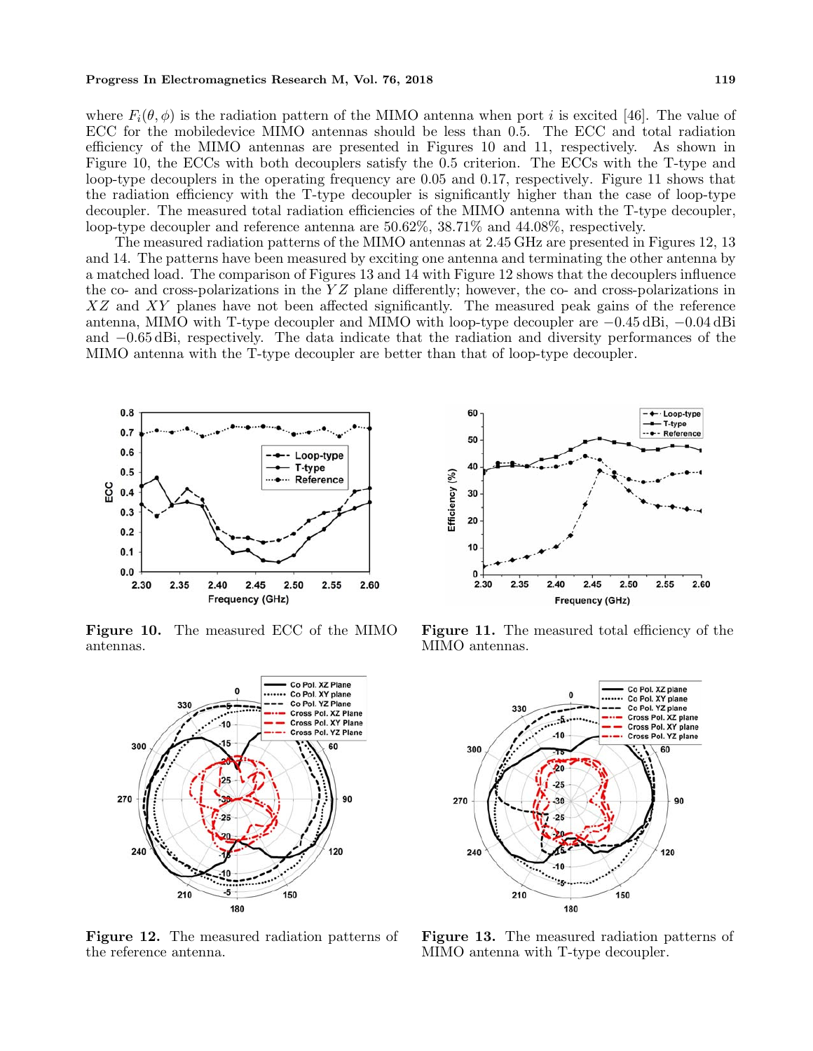where $F_i(\theta, \phi)$ is the radiation pattern of the MIMO antenna when port $i$ is excited [46]. The value of ECC for the mobiledevice MIMO antennas should be less than 0.5. The ECC and total radiation efficiency of the MIMO antennas are presented in Figures 10 and 11, respectively. As shown in Figure 10, the ECCs with both decouplers satisfy the 0.5 criterion. The ECCs with the T-type and loop-type decouplers in the operating frequency are 0.05 and 0.17, respectively. Figure 11 shows that the radiation efficiency with the T-type decoupler is significantly higher than the case of loop-type decoupler. The measured total radiation efficiencies of the MIMO antenna with the T-type decoupler, loop-type decoupler and reference antenna are 50.62%, 38.71% and 44.08%, respectively.

The measured radiation patterns of the MIMO antennas at 2.45 GHz are presented in Figures 12, 13 and 14. The patterns have been measured by exciting one antenna and terminating the other antenna by a matched load. The comparison of Figures 13 and 14 with Figure 12 shows that the decouplers influence the co- and cross-polarizations in the $YZ$ plane differently; however, the co- and cross-polarizations in $XZ$ and $XY$ planes have not been affected significantly. The measured peak gains of the reference antenna, MIMO with T-type decoupler and MIMO with loop-type decoupler are $-0.45$ dBi, $-0.04$ dBi and $-0.65$ dBi, respectively. The data indicate that the radiation and diversity performances of the MIMO antenna with the T-type decoupler are better than that of loop-type decoupler.

**Figure 10.** The measured ECC of the MIMO antennas.

**Figure 11.** The measured total efficiency of the MIMO antennas.

**Figure 12.** The measured radiation patterns of the reference antenna.

**Figure 13.** The measured radiation patterns of MIMO antenna with T-type decoupler.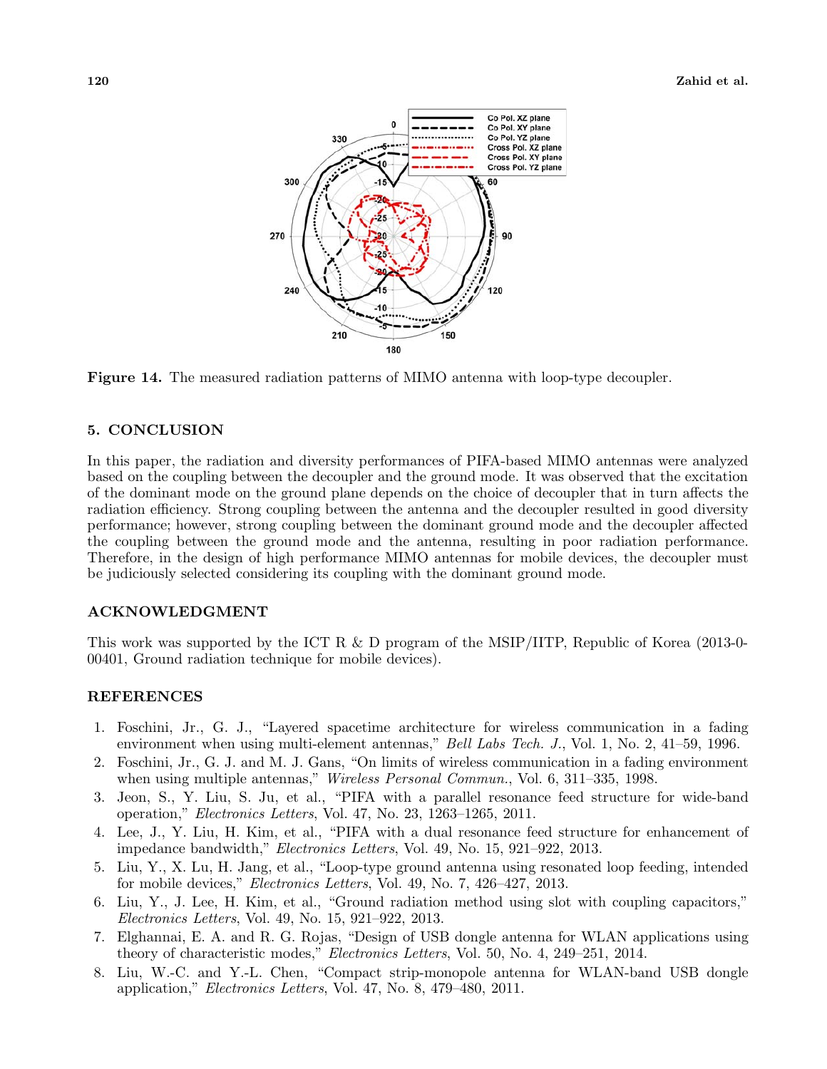Figure 14. The measured radiation patterns of MIMO antenna with loop-type decoupler.

## 5. CONCLUSION

In this paper, the radiation and diversity performances of PIFA-based MIMO antennas were analyzed based on the coupling between the decoupler and the ground mode. It was observed that the excitation of the dominant mode on the ground plane depends on the choice of decoupler that in turn affects the radiation efficiency. Strong coupling between the antenna and the decoupler resulted in good diversity performance; however, strong coupling between the dominant ground mode and the decoupler affected the coupling between the ground mode and the antenna, resulting in poor radiation performance. Therefore, in the design of high performance MIMO antennas for mobile devices, the decoupler must be judiciously selected considering its coupling with the dominant ground mode.

## ACKNOWLEDGMENT

This work was supported by the ICT R & D program of the MSIP/IITP, Republic of Korea (2013-0-00401, Ground radiation technique for mobile devices).

## REFERENCES

1. Foschini, Jr., G. J., "Layered spacetime architecture for wireless communication in a fading environment when using multi-element antennas," *Bell Labs Tech. J.*, Vol. 1, No. 2, 41–59, 1996.
2. Foschini, Jr., G. J. and M. J. Gans, "On limits of wireless communication in a fading environment when using multiple antennas," *Wireless Personal Commun.*, Vol. 6, 311–335, 1998.
3. Jeon, S., Y. Liu, S. Ju, et al., "PIFA with a parallel resonance feed structure for wide-band operation," *Electronics Letters*, Vol. 47, No. 23, 1263–1265, 2011.
4. Lee, J., Y. Liu, H. Kim, et al., "PIFA with a dual resonance feed structure for enhancement of impedance bandwidth," *Electronics Letters*, Vol. 49, No. 15, 921–922, 2013.
5. Liu, Y., X. Lu, H. Jang, et al., "Loop-type ground antenna using resonated loop feeding, intended for mobile devices," *Electronics Letters*, Vol. 49, No. 7, 426–427, 2013.
6. Liu, Y., J. Lee, H. Kim, et al., "Ground radiation method using slot with coupling capacitors," *Electronics Letters*, Vol. 49, No. 15, 921–922, 2013.
7. Elghannai, E. A. and R. G. Rojas, "Design of USB dongle antenna for WLAN applications using theory of characteristic modes," *Electronics Letters*, Vol. 50, No. 4, 249–251, 2014.
8. Liu, W.-C. and Y.-L. Chen, "Compact strip-monopole antenna for WLAN-band USB dongle application," *Electronics Letters*, Vol. 47, No. 8, 479–480, 2011.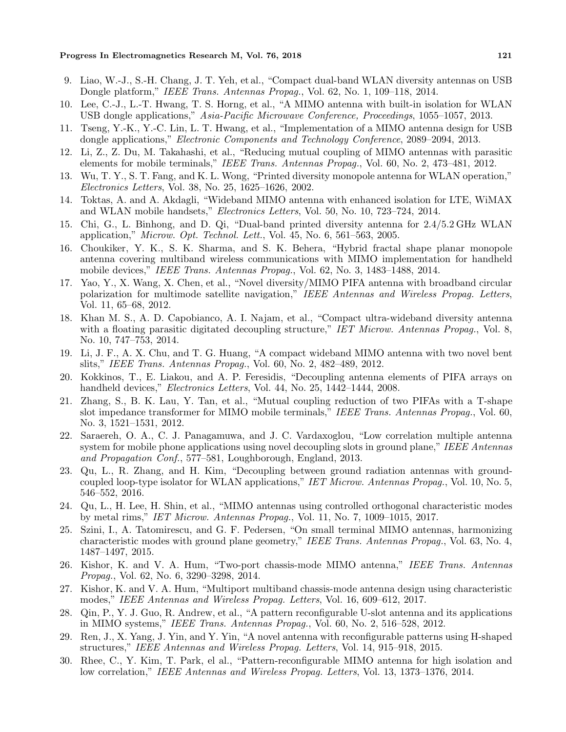9. Liao, W.-J., S.-H. Chang, J. T. Yeh, et al., "Compact dual-band WLAN diversity antennas on USB Dongle platform," *IEEE Trans. Antennas Propag.*, Vol. 62, No. 1, 109–118, 2014.
10. Lee, C.-J., L.-T. Hwang, T. S. Horng, et al., "A MIMO antenna with built-in isolation for WLAN USB dongle applications," *Asia-Pacific Microwave Conference, Proceedings*, 1055–1057, 2013.
11. Tseng, Y.-K., Y.-C. Lin, L. T. Hwang, et al., "Implementation of a MIMO antenna design for USB dongle applications," *Electronic Components and Technology Conference*, 2089–2094, 2013.
12. Li, Z., Z. Du, M. Takahashi, et al., "Reducing mutual coupling of MIMO antennas with parasitic elements for mobile terminals," *IEEE Trans. Antennas Propag.*, Vol. 60, No. 2, 473–481, 2012.
13. Wu, T. Y., S. T. Fang, and K. L. Wong, "Printed diversity monopole antenna for WLAN operation," *Electronics Letters*, Vol. 38, No. 25, 1625–1626, 2002.
14. Toktas, A. and A. Akdagli, "Wideband MIMO antenna with enhanced isolation for LTE, WiMAX and WLAN mobile handsets," *Electronics Letters*, Vol. 50, No. 10, 723–724, 2014.
15. Chi, G., L. Binhong, and D. Qi, "Dual-band printed diversity antenna for 2.4/5.2 GHz WLAN application," *Microw. Opt. Technol. Lett.*, Vol. 45, No. 6, 561–563, 2005.
16. Choukiker, Y. K., S. K. Sharma, and S. K. Behera, "Hybrid fractal shape planar monopole antenna covering multiband wireless communications with MIMO implementation for handheld mobile devices," *IEEE Trans. Antennas Propag.*, Vol. 62, No. 3, 1483–1488, 2014.
17. Yao, Y., X. Wang, X. Chen, et al., "Novel diversity/MIMO PIFA antenna with broadband circular polarization for multimode satellite navigation," *IEEE Antennas and Wireless Propag. Letters*, Vol. 11, 65–68, 2012.
18. Khan M. S., A. D. Capobianco, A. I. Najam, et al., "Compact ultra-wideband diversity antenna with a floating parasitic digitated decoupling structure," *IET Microw. Antennas Propag.*, Vol. 8, No. 10, 747–753, 2014.
19. Li, J. F., A. X. Chu, and T. G. Huang, "A compact wideband MIMO antenna with two novel bent slits," *IEEE Trans. Antennas Propag.*, Vol. 60, No. 2, 482–489, 2012.
20. Kokkinos, T., E. Liakou, and A. P. Feresidis, "Decoupling antenna elements of PIFA arrays on handheld devices," *Electronics Letters*, Vol. 44, No. 25, 1442–1444, 2008.
21. Zhang, S., B. K. Lau, Y. Tan, et al., "Mutual coupling reduction of two PIFAs with a T-shape slot impedance transformer for MIMO mobile terminals," *IEEE Trans. Antennas Propag.*, Vol. 60, No. 3, 1521–1531, 2012.
22. Saraereh, O. A., C. J. Panagamuwa, and J. C. Vardaxoglou, "Low correlation multiple antenna system for mobile phone applications using novel decoupling slots in ground plane," *IEEE Antennas and Propagation Conf.*, 577–581, Loughborough, England, 2013.
23. Qu, L., R. Zhang, and H. Kim, "Decoupling between ground radiation antennas with ground-coupled loop-type isolator for WLAN applications," *IET Microw. Antennas Propag.*, Vol. 10, No. 5, 546–552, 2016.
24. Qu, L., H. Lee, H. Shin, et al., "MIMO antennas using controlled orthogonal characteristic modes by metal rims," *IET Microw. Antennas Propag.*, Vol. 11, No. 7, 1009–1015, 2017.
25. Szini, I., A. Tatomirescu, and G. F. Pedersen, "On small terminal MIMO antennas, harmonizing characteristic modes with ground plane geometry," *IEEE Trans. Antennas Propag.*, Vol. 63, No. 4, 1487–1497, 2015.
26. Kishor, K. and V. A. Hum, "Two-port chassis-mode MIMO antenna," *IEEE Trans. Antennas Propag.*, Vol. 62, No. 6, 3290–3298, 2014.
27. Kishor, K. and V. A. Hum, "Multiport multiband chassis-mode antenna design using characteristic modes," *IEEE Antennas and Wireless Propag. Letters*, Vol. 16, 609–612, 2017.
28. Qin, P., Y. J. Guo, R. Andrew, et al., "A pattern reconfigurable U-slot antenna and its applications in MIMO systems," *IEEE Trans. Antennas Propag.*, Vol. 60, No. 2, 516–528, 2012.
29. Ren, J., X. Yang, J. Yin, and Y. Yin, "A novel antenna with reconfigurable patterns using H-shaped structures," *IEEE Antennas and Wireless Propag. Letters*, Vol. 14, 915–918, 2015.
30. Rhee, C., Y. Kim, T. Park, el al., "Pattern-reconfigurable MIMO antenna for high isolation and low correlation," *IEEE Antennas and Wireless Propag. Letters*, Vol. 13, 1373–1376, 2014.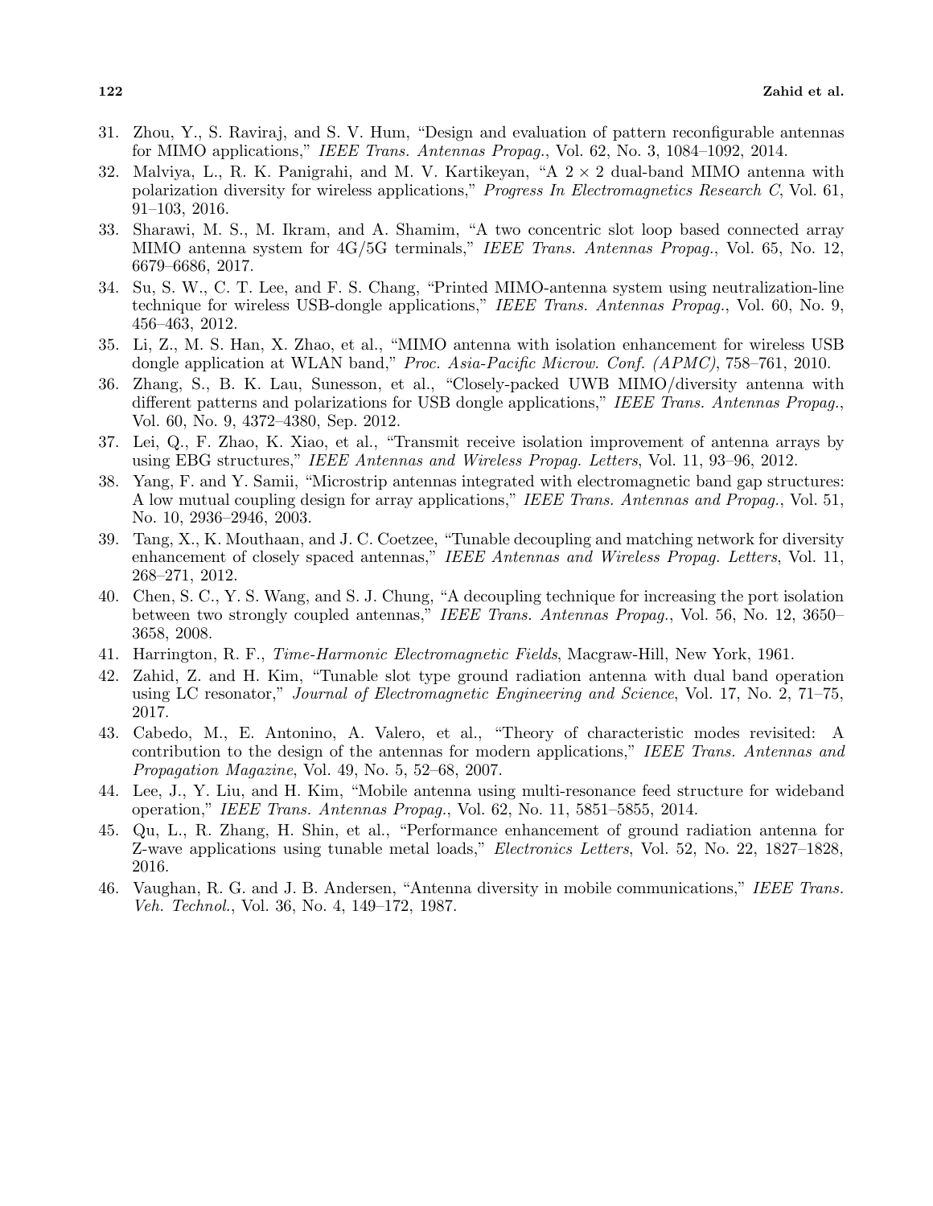31. Zhou, Y., S. Raviraj, and S. V. Hum, "Design and evaluation of pattern reconfigurable antennas for MIMO applications," *IEEE Trans. Antennas Propag.*, Vol. 62, No. 3, 1084–1092, 2014.
32. Malviya, L., R. K. Panigrahi, and M. V. Kartikeyan, "A $2 \times 2$ dual-band MIMO antenna with polarization diversity for wireless applications," *Progress In Electromagnetics Research C*, Vol. 61, 91–103, 2016.
33. Sharawi, M. S., M. Ikram, and A. Shamim, "A two concentric slot loop based connected array MIMO antenna system for 4G/5G terminals," *IEEE Trans. Antennas Propag.*, Vol. 65, No. 12, 6679–6686, 2017.
34. Su, S. W., C. T. Lee, and F. S. Chang, "Printed MIMO-antenna system using neutralization-line technique for wireless USB-dongle applications," *IEEE Trans. Antennas Propag.*, Vol. 60, No. 9, 456–463, 2012.
35. Li, Z., M. S. Han, X. Zhao, et al., "MIMO antenna with isolation enhancement for wireless USB dongle application at WLAN band," *Proc. Asia-Pacific Microw. Conf. (APMC)*, 758–761, 2010.
36. Zhang, S., B. K. Lau, Sunesson, et al., "Closely-packed UWB MIMO/diversity antenna with different patterns and polarizations for USB dongle applications," *IEEE Trans. Antennas Propag.*, Vol. 60, No. 9, 4372–4380, Sep. 2012.
37. Lei, Q., F. Zhao, K. Xiao, et al., "Transmit receive isolation improvement of antenna arrays by using EBG structures," *IEEE Antennas and Wireless Propag. Letters*, Vol. 11, 93–96, 2012.
38. Yang, F. and Y. Samii, "Microstrip antennas integrated with electromagnetic band gap structures: A low mutual coupling design for array applications," *IEEE Trans. Antennas and Propag.*, Vol. 51, No. 10, 2936–2946, 2003.
39. Tang, X., K. Mouthaan, and J. C. Coetzee, "Tunable decoupling and matching network for diversity enhancement of closely spaced antennas," *IEEE Antennas and Wireless Propag. Letters*, Vol. 11, 268–271, 2012.
40. Chen, S. C., Y. S. Wang, and S. J. Chung, "A decoupling technique for increasing the port isolation between two strongly coupled antennas," *IEEE Trans. Antennas Propag.*, Vol. 56, No. 12, 3650–3658, 2008.
41. Harrington, R. F., *Time-Harmonic Electromagnetic Fields*, Macgraw-Hill, New York, 1961.
42. Zahid, Z. and H. Kim, "Tunable slot type ground radiation antenna with dual band operation using LC resonator," *Journal of Electromagnetic Engineering and Science*, Vol. 17, No. 2, 71–75, 2017.
43. Cabedo, M., E. Antonino, A. Valero, et al., "Theory of characteristic modes revisited: A contribution to the design of the antennas for modern applications," *IEEE Trans. Antennas and Propagation Magazine*, Vol. 49, No. 5, 52–68, 2007.
44. Lee, J., Y. Liu, and H. Kim, "Mobile antenna using multi-resonance feed structure for wideband operation," *IEEE Trans. Antennas Propag.*, Vol. 62, No. 11, 5851–5855, 2014.
45. Qu, L., R. Zhang, H. Shin, et al., "Performance enhancement of ground radiation antenna for Z-wave applications using tunable metal loads," *Electronics Letters*, Vol. 52, No. 22, 1827–1828, 2016.
46. Vaughan, R. G. and J. B. Andersen, "Antenna diversity in mobile communications," *IEEE Trans. Veh. Technol.*, Vol. 36, No. 4, 149–172, 1987.